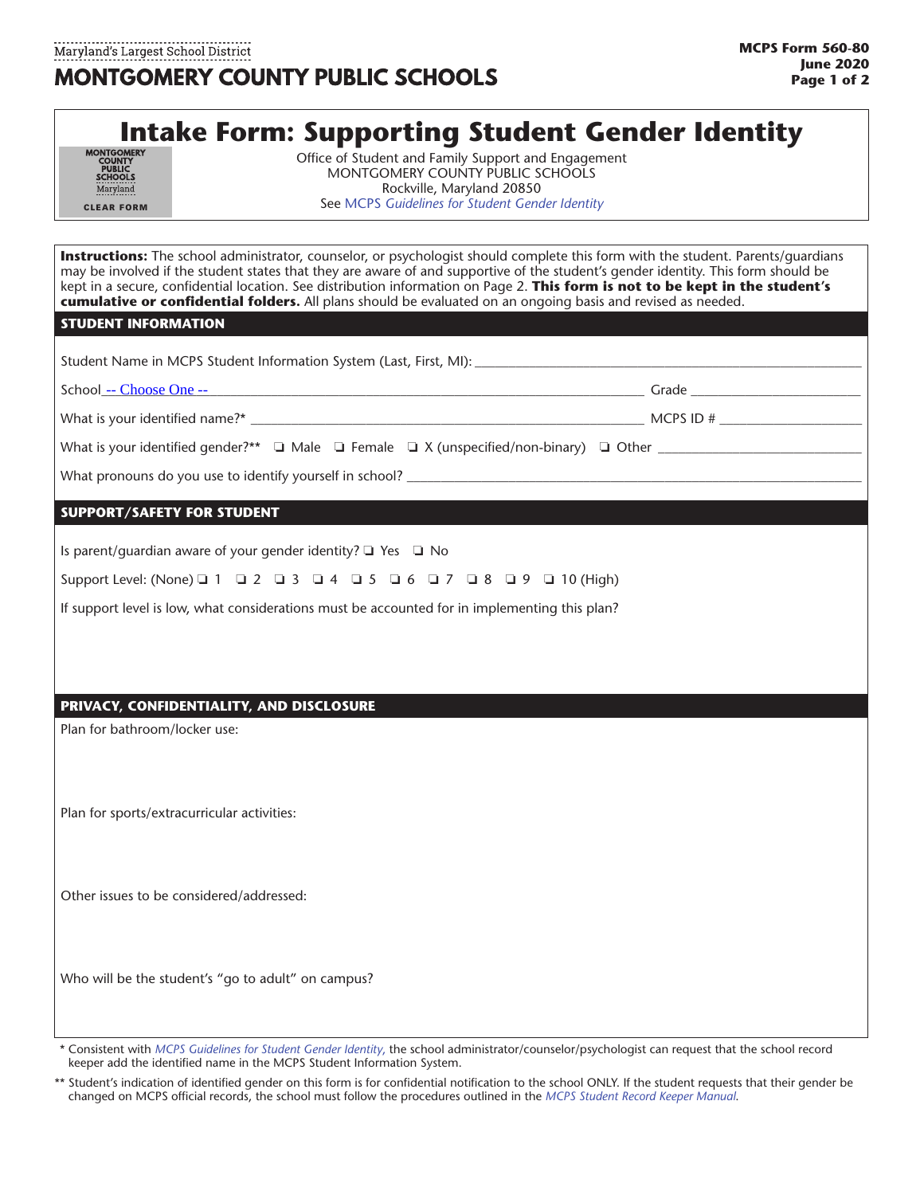Maryland's Largest School District

# MONTGOMERY COUNTY PUBLIC SCHOOLS

**MCPS Form 560-80**
**June 2020**

# Intake Form: Supporting Student Gender Identity

MONTGOMERY COUNTY PUBLIC SCHOOLS Maryland

CLEAR FORM

Office of Student and Family Support and Engagement
MONTGOMERY COUNTY PUBLIC SCHOOLS
Rockville, Maryland 20850
See MCPS *Guidelines for Student Gender Identity*

**Instructions:** The school administrator, counselor, or psychologist should complete this form with the student. Parents/guardians may be involved if the student states that they are aware of and supportive of the student's gender identity. This form should be kept in a secure, confidential location. See distribution information on Page 2. **This form is not to be kept in the student's cumulative or confidential folders.** All plans should be evaluated on an ongoing basis and revised as needed.

## STUDENT INFORMATION

Student Name in MCPS Student Information System (Last, First, MI): ____________________

School -- Choose One -- ____________________ Grade ____________

What is your identified name?* ____________________ MCPS ID # ____________

What is your identified gender?** ❑ Male ❑ Female ❑ X (unspecified/non-binary) ❑ Other ____________

What pronouns do you use to identify yourself in school? ____________________

## SUPPORT/SAFETY FOR STUDENT

Is parent/guardian aware of your gender identity? ❑ Yes ❑ No

Support Level: (None) ❑ 1 ❑ 2 ❑ 3 ❑ 4 ❑ 5 ❑ 6 ❑ 7 ❑ 8 ❑ 9 ❑ 10 (High)

If support level is low, what considerations must be accounted for in implementing this plan?

## PRIVACY, CONFIDENTIALITY, AND DISCLOSURE

Plan for bathroom/locker use:

Plan for sports/extracurricular activities:

Other issues to be considered/addressed:

Who will be the student's "go to adult" on campus?

\* Consistent with *MCPS Guidelines for Student Gender Identity*, the school administrator/counselor/psychologist can request that the school record keeper add the identified name in the MCPS Student Information System.

\** Student's indication of identified gender on this form is for confidential notification to the school ONLY. If the student requests that their gender be changed on MCPS official records, the school must follow the procedures outlined in the *MCPS Student Record Keeper Manual*.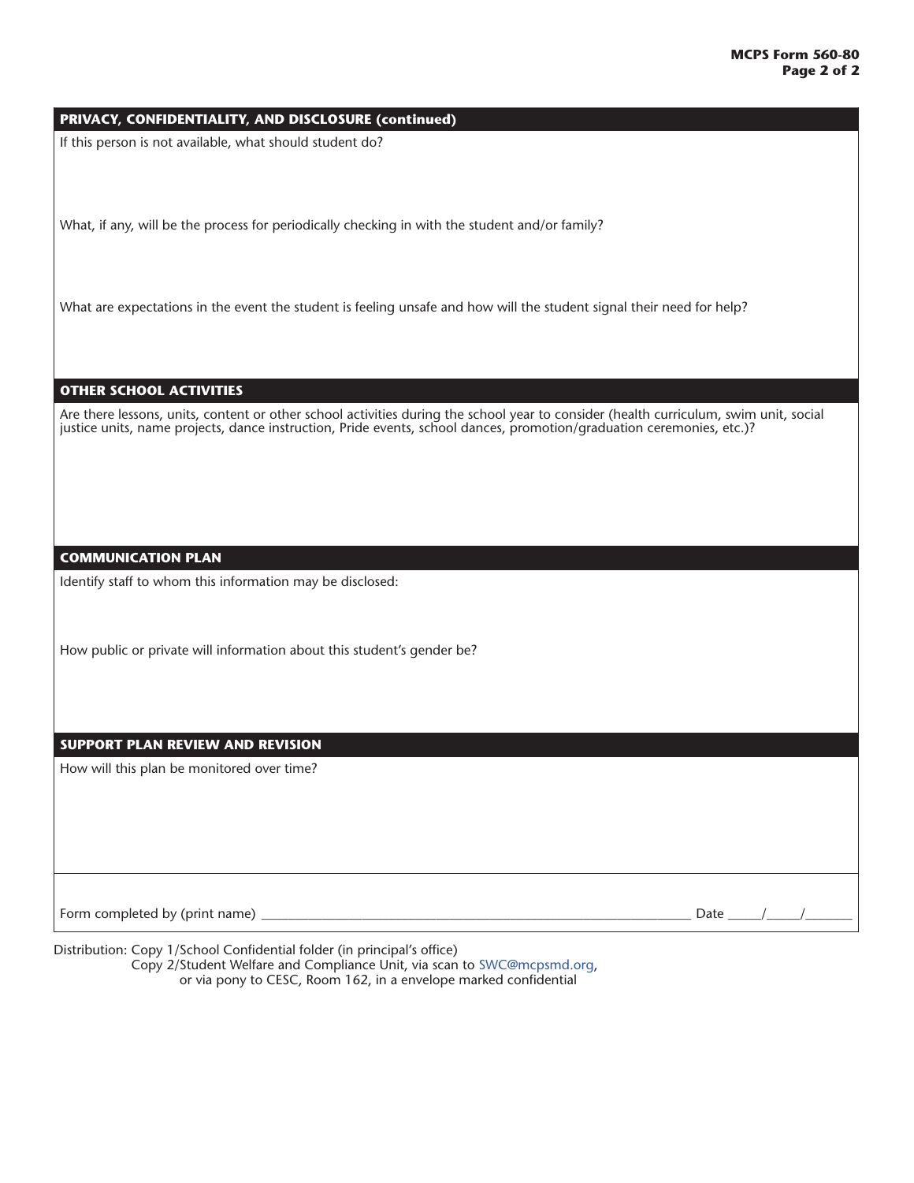## PRIVACY, CONFIDENTIALITY, AND DISCLOSURE (continued)

If this person is not available, what should student do?

What, if any, will be the process for periodically checking in with the student and/or family?

What are expectations in the event the student is feeling unsafe and how will the student signal their need for help?

## OTHER SCHOOL ACTIVITIES

Are there lessons, units, content or other school activities during the school year to consider (health curriculum, swim unit, social justice units, name projects, dance instruction, Pride events, school dances, promotion/graduation ceremonies, etc.)?

## COMMUNICATION PLAN

Identify staff to whom this information may be disclosed:

How public or private will information about this student's gender be?

## SUPPORT PLAN REVIEW AND REVISION

How will this plan be monitored over time?

Form completed by (print name) ______________________________ Date _____/_____/_______

Distribution: Copy 1/School Confidential folder (in principal's office)
Copy 2/Student Welfare and Compliance Unit, via scan to SWC@mcpsmd.org,
or via pony to CESC, Room 162, in a envelope marked confidential